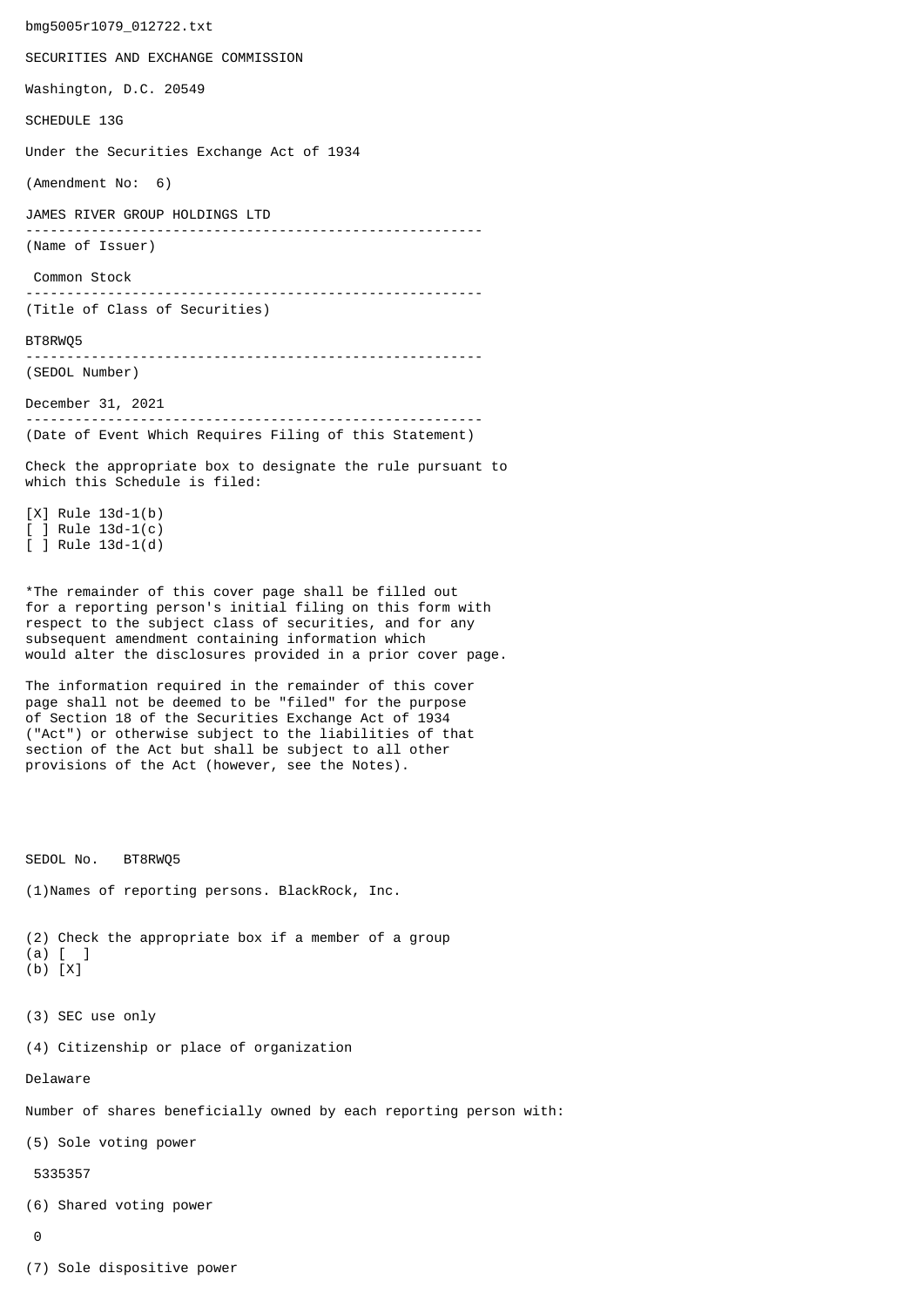bmg5005r1079_012722.txt

SECURITIES AND EXCHANGE COMMISSION

Washington, D.C. 20549

SCHEDULE 13G

Under the Securities Exchange Act of 1934

(Amendment No: 6)

JAMES RIVER GROUP HOLDINGS LTD

--------------------------------------------------------

(Name of Issuer)

Common Stock

--------------------------------------------------------

(Title of Class of Securities)

BT8RWQ5

--------------------------------------------------------

(SEDOL Number)

December 31, 2021

--------------------------------------------------------

(Date of Event Which Requires Filing of this Statement)

Check the appropriate box to designate the rule pursuant to which this Schedule is filed:

[X] Rule 13d-1(b)
[ ] Rule 13d-1(c)
[ ] Rule 13d-1(d)

*The remainder of this cover page shall be filled out for a reporting person's initial filing on this form with respect to the subject class of securities, and for any subsequent amendment containing information which would alter the disclosures provided in a prior cover page.

The information required in the remainder of this cover page shall not be deemed to be "filed" for the purpose of Section 18 of the Securities Exchange Act of 1934 ("Act") or otherwise subject to the liabilities of that section of the Act but shall be subject to all other provisions of the Act (however, see the Notes).

SEDOL No. BT8RWQ5

(1)Names of reporting persons. BlackRock, Inc.

(2) Check the appropriate box if a member of a group
(a) [ ]
(b) [X]

(3) SEC use only

(4) Citizenship or place of organization

Delaware

Number of shares beneficially owned by each reporting person with:

(5) Sole voting power

5335357

(6) Shared voting power

0

(7) Sole dispositive power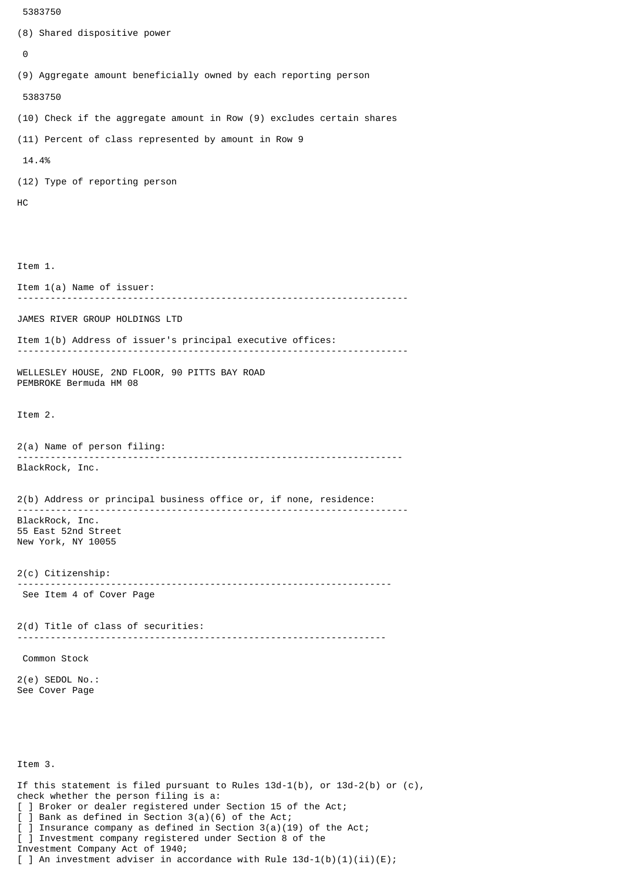5383750

(8) Shared dispositive power

0

(9) Aggregate amount beneficially owned by each reporting person

5383750

(10) Check if the aggregate amount in Row (9) excludes certain shares

(11) Percent of class represented by amount in Row 9

14.4%

(12) Type of reporting person

HC

Item 1.

Item 1(a) Name of issuer:

---

JAMES RIVER GROUP HOLDINGS LTD

Item 1(b) Address of issuer's principal executive offices:

---

WELLESLEY HOUSE, 2ND FLOOR, 90 PITTS BAY ROAD
PEMBROKE Bermuda HM 08

Item 2.

2(a) Name of person filing:

---

BlackRock, Inc.

2(b) Address or principal business office or, if none, residence:

---

BlackRock, Inc.
55 East 52nd Street
New York, NY 10055

2(c) Citizenship:

---

See Item 4 of Cover Page

2(d) Title of class of securities:

---

Common Stock

2(e) SEDOL No.:
See Cover Page

Item 3.

If this statement is filed pursuant to Rules 13d-1(b), or 13d-2(b) or (c),
check whether the person filing is a:
[ ] Broker or dealer registered under Section 15 of the Act;
[ ] Bank as defined in Section 3(a)(6) of the Act;
[ ] Insurance company as defined in Section 3(a)(19) of the Act;
[ ] Investment company registered under Section 8 of the
Investment Company Act of 1940;
[ ] An investment adviser in accordance with Rule 13d-1(b)(1)(ii)(E);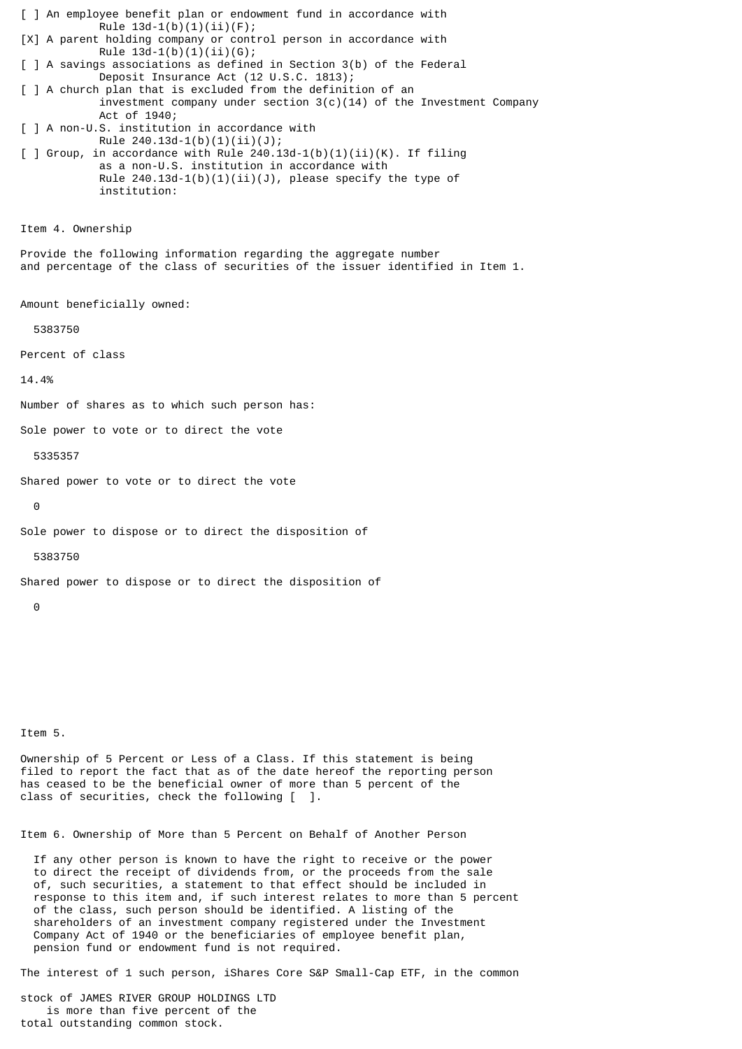[ ] An employee benefit plan or endowment fund in accordance with Rule 13d-1(b)(1)(ii)(F);

[X] A parent holding company or control person in accordance with Rule 13d-1(b)(1)(ii)(G);

[ ] A savings associations as defined in Section 3(b) of the Federal Deposit Insurance Act (12 U.S.C. 1813);

[ ] A church plan that is excluded from the definition of an investment company under section 3(c)(14) of the Investment Company Act of 1940;

[ ] A non-U.S. institution in accordance with Rule 240.13d-1(b)(1)(ii)(J);

[ ] Group, in accordance with Rule 240.13d-1(b)(1)(ii)(K). If filing as a non-U.S. institution in accordance with Rule 240.13d-1(b)(1)(ii)(J), please specify the type of institution:

Item 4. Ownership

Provide the following information regarding the aggregate number and percentage of the class of securities of the issuer identified in Item 1.

Amount beneficially owned:

5383750

Percent of class

14.4%

Number of shares as to which such person has:

Sole power to vote or to direct the vote

5335357

Shared power to vote or to direct the vote

0

Sole power to dispose or to direct the disposition of

5383750

Shared power to dispose or to direct the disposition of

0

Item 5.

Ownership of 5 Percent or Less of a Class. If this statement is being filed to report the fact that as of the date hereof the reporting person has ceased to be the beneficial owner of more than 5 percent of the class of securities, check the following [ ].

Item 6. Ownership of More than 5 Percent on Behalf of Another Person

If any other person is known to have the right to receive or the power to direct the receipt of dividends from, or the proceeds from the sale of, such securities, a statement to that effect should be included in response to this item and, if such interest relates to more than 5 percent of the class, such person should be identified. A listing of the shareholders of an investment company registered under the Investment Company Act of 1940 or the beneficiaries of employee benefit plan, pension fund or endowment fund is not required.

The interest of 1 such person, iShares Core S&P Small-Cap ETF, in the common stock of JAMES RIVER GROUP HOLDINGS LTD is more than five percent of the total outstanding common stock.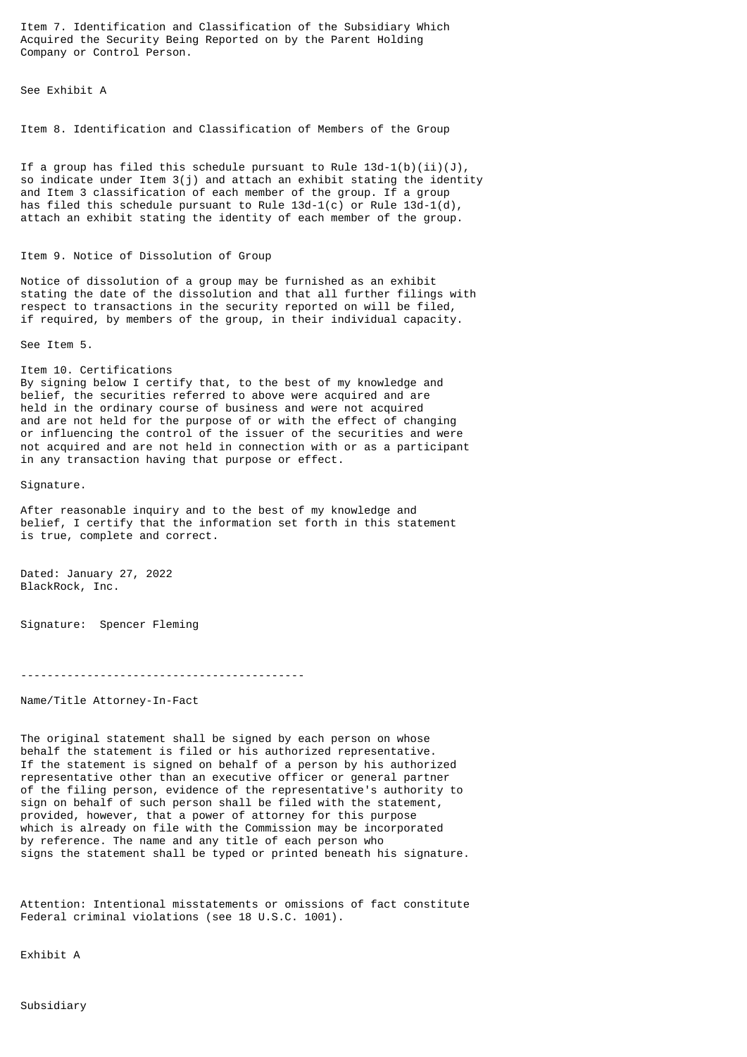Item 7. Identification and Classification of the Subsidiary Which Acquired the Security Being Reported on by the Parent Holding Company or Control Person.

See Exhibit A

Item 8. Identification and Classification of Members of the Group

If a group has filed this schedule pursuant to Rule 13d-1(b)(ii)(J), so indicate under Item 3(j) and attach an exhibit stating the identity and Item 3 classification of each member of the group. If a group has filed this schedule pursuant to Rule 13d-1(c) or Rule 13d-1(d), attach an exhibit stating the identity of each member of the group.

Item 9. Notice of Dissolution of Group

Notice of dissolution of a group may be furnished as an exhibit stating the date of the dissolution and that all further filings with respect to transactions in the security reported on will be filed, if required, by members of the group, in their individual capacity.

See Item 5.

Item 10. Certifications
By signing below I certify that, to the best of my knowledge and belief, the securities referred to above were acquired and are held in the ordinary course of business and were not acquired and are not held for the purpose of or with the effect of changing or influencing the control of the issuer of the securities and were not acquired and are not held in connection with or as a participant in any transaction having that purpose or effect.

Signature.

After reasonable inquiry and to the best of my knowledge and belief, I certify that the information set forth in this statement is true, complete and correct.

Dated: January 27, 2022
BlackRock, Inc.

Signature: Spencer Fleming

-------------------------------------------

Name/Title Attorney-In-Fact

The original statement shall be signed by each person on whose behalf the statement is filed or his authorized representative. If the statement is signed on behalf of a person by his authorized representative other than an executive officer or general partner of the filing person, evidence of the representative's authority to sign on behalf of such person shall be filed with the statement, provided, however, that a power of attorney for this purpose which is already on file with the Commission may be incorporated by reference. The name and any title of each person who signs the statement shall be typed or printed beneath his signature.

Attention: Intentional misstatements or omissions of fact constitute Federal criminal violations (see 18 U.S.C. 1001).

Exhibit A

Subsidiary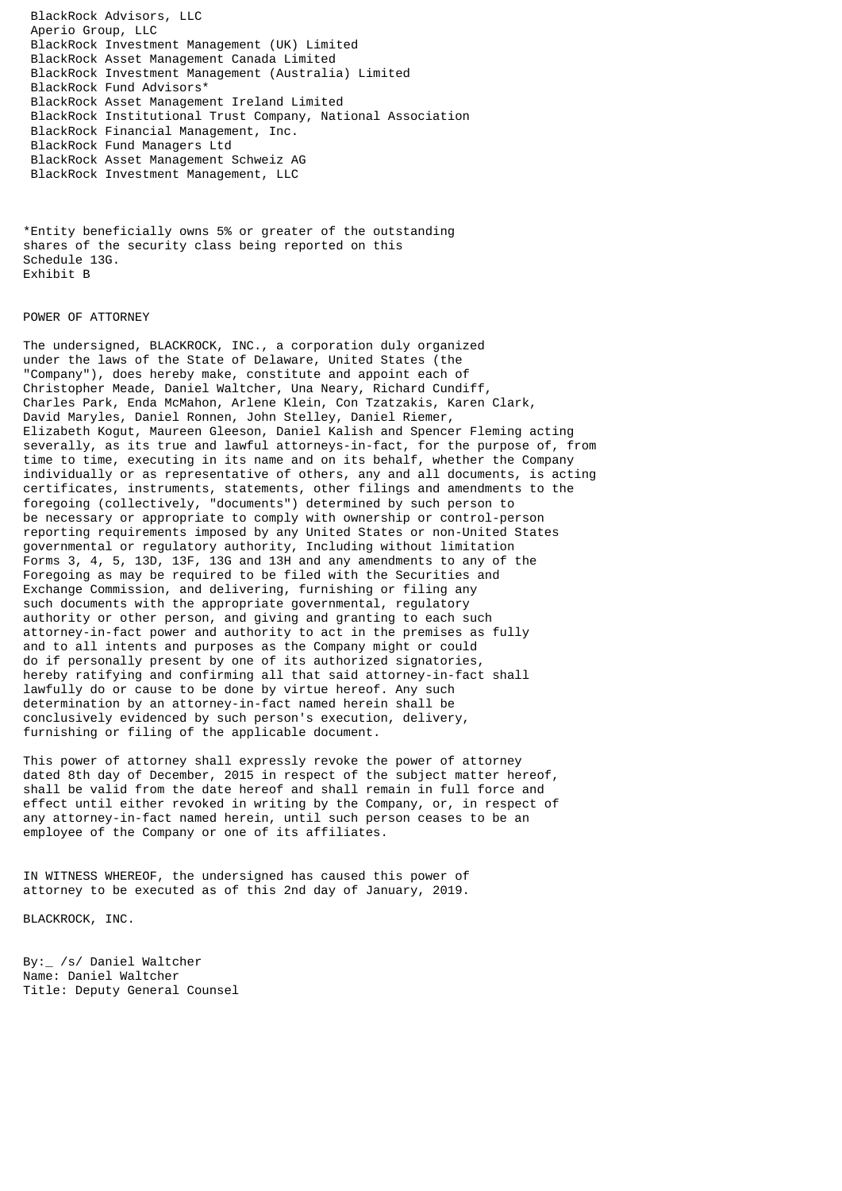BlackRock Advisors, LLC
Aperio Group, LLC
BlackRock Investment Management (UK) Limited
BlackRock Asset Management Canada Limited
BlackRock Investment Management (Australia) Limited
BlackRock Fund Advisors*
BlackRock Asset Management Ireland Limited
BlackRock Institutional Trust Company, National Association
BlackRock Financial Management, Inc.
BlackRock Fund Managers Ltd
BlackRock Asset Management Schweiz AG
BlackRock Investment Management, LLC

*Entity beneficially owns 5% or greater of the outstanding shares of the security class being reported on this Schedule 13G.

Exhibit B

POWER OF ATTORNEY

The undersigned, BLACKROCK, INC., a corporation duly organized under the laws of the State of Delaware, United States (the "Company"), does hereby make, constitute and appoint each of Christopher Meade, Daniel Waltcher, Una Neary, Richard Cundiff, Charles Park, Enda McMahon, Arlene Klein, Con Tzatzakis, Karen Clark, David Maryles, Daniel Ronnen, John Stelley, Daniel Riemer, Elizabeth Kogut, Maureen Gleeson, Daniel Kalish and Spencer Fleming acting severally, as its true and lawful attorneys-in-fact, for the purpose of, from time to time, executing in its name and on its behalf, whether the Company individually or as representative of others, any and all documents, is acting certificates, instruments, statements, other filings and amendments to the foregoing (collectively, "documents") determined by such person to be necessary or appropriate to comply with ownership or control-person reporting requirements imposed by any United States or non-United States governmental or regulatory authority, Including without limitation Forms 3, 4, 5, 13D, 13F, 13G and 13H and any amendments to any of the Foregoing as may be required to be filed with the Securities and Exchange Commission, and delivering, furnishing or filing any such documents with the appropriate governmental, regulatory authority or other person, and giving and granting to each such attorney-in-fact power and authority to act in the premises as fully and to all intents and purposes as the Company might or could do if personally present by one of its authorized signatories, hereby ratifying and confirming all that said attorney-in-fact shall lawfully do or cause to be done by virtue hereof. Any such determination by an attorney-in-fact named herein shall be conclusively evidenced by such person's execution, delivery, furnishing or filing of the applicable document.

This power of attorney shall expressly revoke the power of attorney dated 8th day of December, 2015 in respect of the subject matter hereof, shall be valid from the date hereof and shall remain in full force and effect until either revoked in writing by the Company, or, in respect of any attorney-in-fact named herein, until such person ceases to be an employee of the Company or one of its affiliates.

IN WITNESS WHEREOF, the undersigned has caused this power of attorney to be executed as of this 2nd day of January, 2019.

BLACKROCK, INC.

By:_ /s/ Daniel Waltcher
Name: Daniel Waltcher
Title: Deputy General Counsel